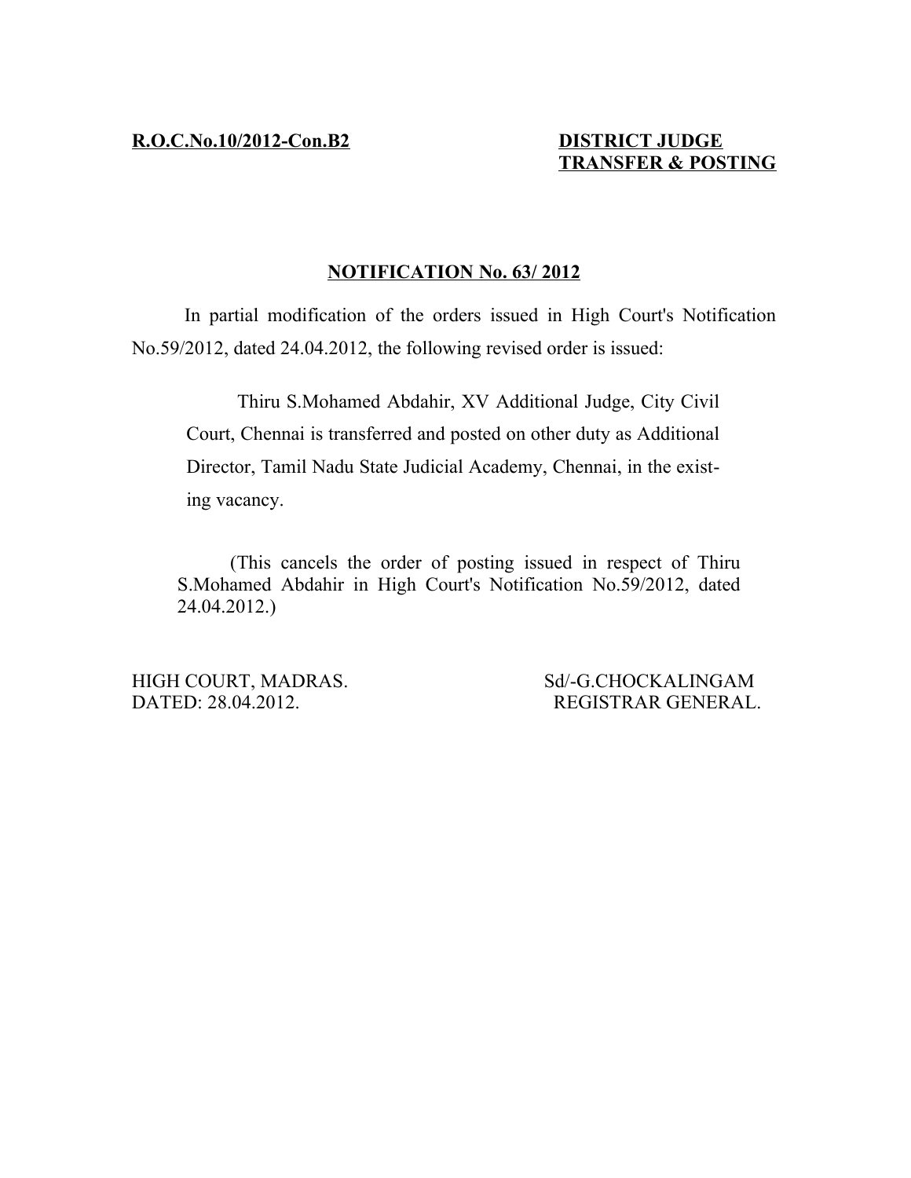**R.O.C.No.10/2012-Con.B2** **DISTRICT JUDGE TRANSFER & POSTING**

## NOTIFICATION No. 63/ 2012

In partial modification of the orders issued in High Court's Notification No.59/2012, dated 24.04.2012, the following revised order is issued:

> Thiru S.Mohamed Abdahir, XV Additional Judge, City Civil Court, Chennai is transferred and posted on other duty as Additional Director, Tamil Nadu State Judicial Academy, Chennai, in the existing vacancy.

> (This cancels the order of posting issued in respect of Thiru S.Mohamed Abdahir in High Court's Notification No.59/2012, dated 24.04.2012.)

HIGH COURT, MADRAS.
DATED: 28.04.2012.

Sd/-G.CHOCKALINGAM
REGISTRAR GENERAL.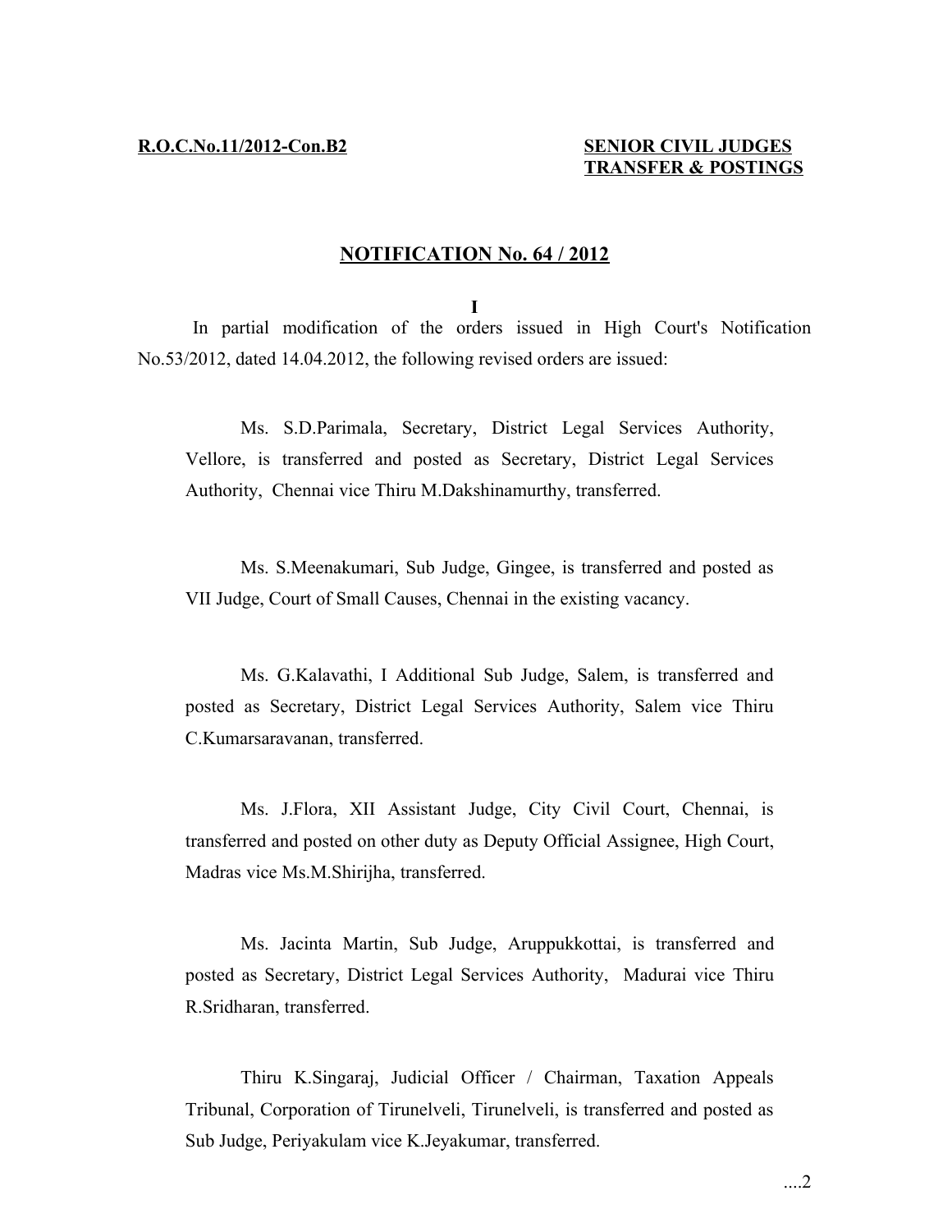**R.O.C.No.11/2012-Con.B2** **SENIOR CIVIL JUDGES TRANSFER & POSTINGS**

## NOTIFICATION No. 64 / 2012

**I**

In partial modification of the orders issued in High Court's Notification No.53/2012, dated 14.04.2012, the following revised orders are issued:

Ms. S.D.Parimala, Secretary, District Legal Services Authority, Vellore, is transferred and posted as Secretary, District Legal Services Authority, Chennai vice Thiru M.Dakshinamurthy, transferred.

Ms. S.Meenakumari, Sub Judge, Gingee, is transferred and posted as VII Judge, Court of Small Causes, Chennai in the existing vacancy.

Ms. G.Kalavathi, I Additional Sub Judge, Salem, is transferred and posted as Secretary, District Legal Services Authority, Salem vice Thiru C.Kumarsaravanan, transferred.

Ms. J.Flora, XII Assistant Judge, City Civil Court, Chennai, is transferred and posted on other duty as Deputy Official Assignee, High Court, Madras vice Ms.M.Shirijha, transferred.

Ms. Jacinta Martin, Sub Judge, Aruppukkottai, is transferred and posted as Secretary, District Legal Services Authority, Madurai vice Thiru R.Sridharan, transferred.

Thiru K.Singaraj, Judicial Officer / Chairman, Taxation Appeals Tribunal, Corporation of Tirunelveli, Tirunelveli, is transferred and posted as Sub Judge, Periyakulam vice K.Jeyakumar, transferred.

....2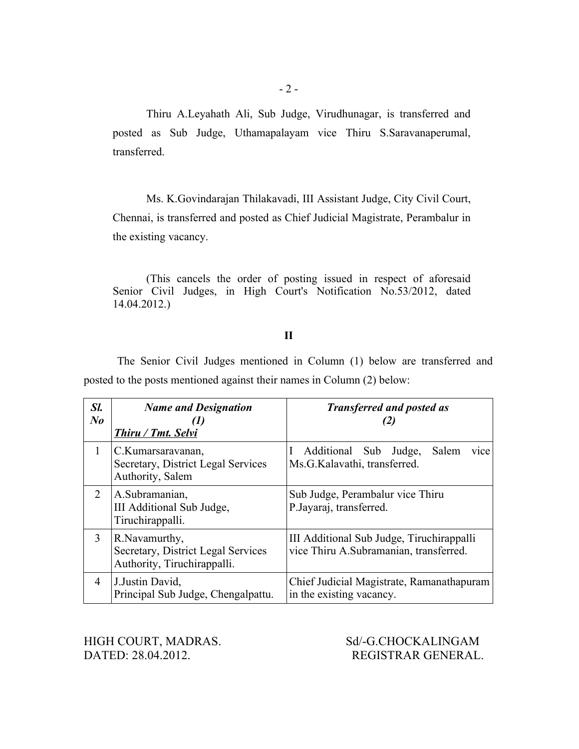Thiru A.Leyahath Ali, Sub Judge, Virudhunagar, is transferred and posted as Sub Judge, Uthamapalayam vice Thiru S.Saravanaperumal, transferred.

Ms. K.Govindarajan Thilakavadi, III Assistant Judge, City Civil Court, Chennai, is transferred and posted as Chief Judicial Magistrate, Perambalur in the existing vacancy.

(This cancels the order of posting issued in respect of aforesaid Senior Civil Judges, in High Court's Notification No.53/2012, dated 14.04.2012.)

**II**

The Senior Civil Judges mentioned in Column (1) below are transferred and posted to the posts mentioned against their names in Column (2) below:

| ***Sl. No*** | ***Name and Designation (1)*** ***Thiru / Tmt. Selvi*** | ***Transferred and posted as (2)*** |
|---|---|---|
| 1 | C.Kumarsaravanan, Secretary, District Legal Services Authority, Salem | I Additional Sub Judge, Salem vice Ms.G.Kalavathi, transferred. |
| 2 | A.Subramanian, III Additional Sub Judge, Tiruchirappalli. | Sub Judge, Perambalur vice Thiru P.Jayaraj, transferred. |
| 3 | R.Navamurthy, Secretary, District Legal Services Authority, Tiruchirappalli. | III Additional Sub Judge, Tiruchirappalli vice Thiru A.Subramanian, transferred. |
| 4 | J.Justin David, Principal Sub Judge, Chengalpattu. | Chief Judicial Magistrate, Ramanathapuram in the existing vacancy. |

HIGH COURT, MADRAS.
DATED: 28.04.2012.

Sd/-G.CHOCKALINGAM
REGISTRAR GENERAL.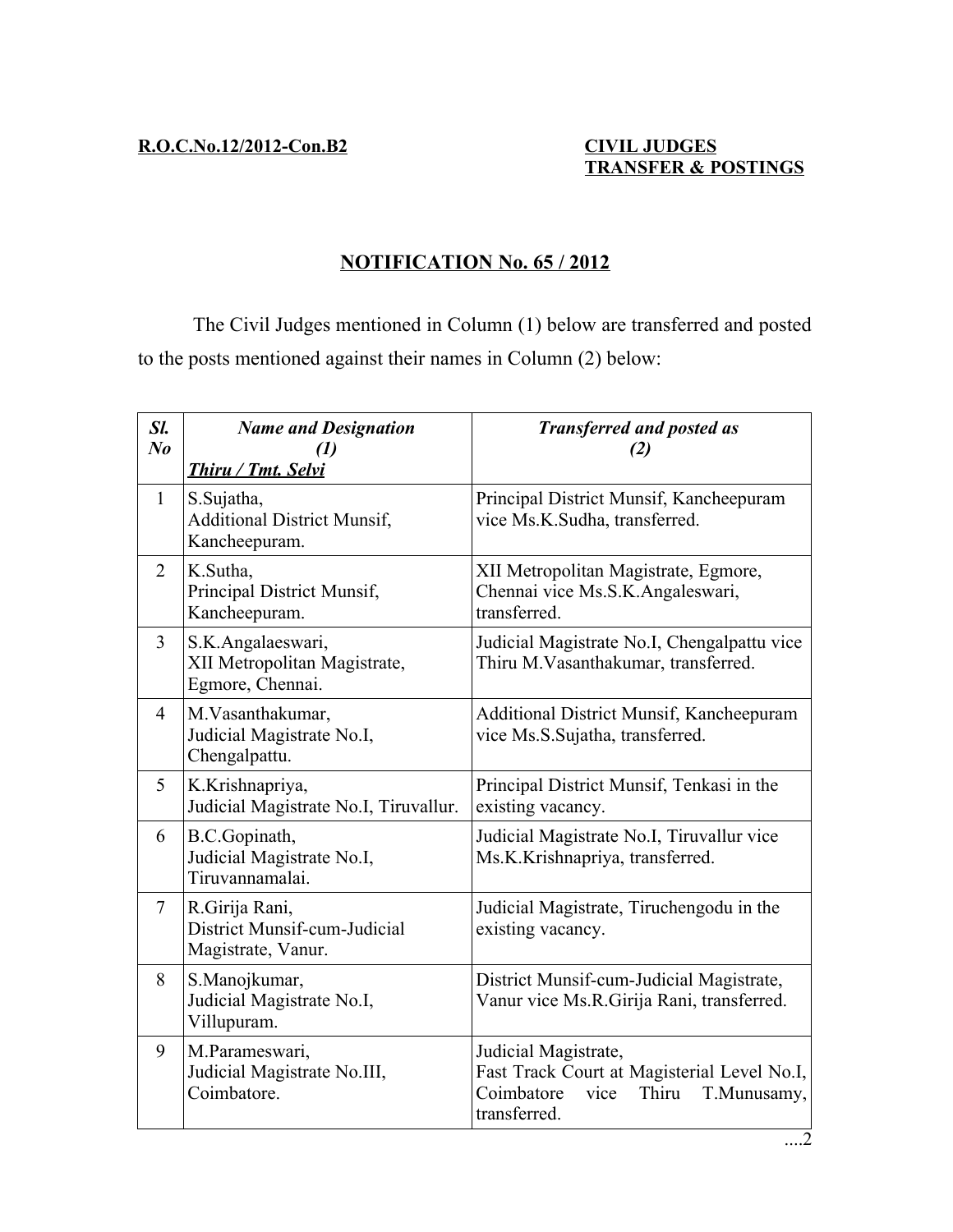**R.O.C.No.12/2012-Con.B2**

**CIVIL JUDGES**
**TRANSFER & POSTINGS**

## NOTIFICATION No. 65 / 2012

The Civil Judges mentioned in Column (1) below are transferred and posted to the posts mentioned against their names in Column (2) below:

| *Sl. No* | *Name and Designation (1)* *Thiru / Tmt. Selvi* | *Transferred and posted as (2)* |
|---|---|---|
| 1 | S.Sujatha, Additional District Munsif, Kancheepuram. | Principal District Munsif, Kancheepuram vice Ms.K.Sudha, transferred. |
| 2 | K.Sutha, Principal District Munsif, Kancheepuram. | XII Metropolitan Magistrate, Egmore, Chennai vice Ms.S.K.Angaleswari, transferred. |
| 3 | S.K.Angalaeswari, XII Metropolitan Magistrate, Egmore, Chennai. | Judicial Magistrate No.I, Chengalpattu vice Thiru M.Vasanthakumar, transferred. |
| 4 | M.Vasanthakumar, Judicial Magistrate No.I, Chengalpattu. | Additional District Munsif, Kancheepuram vice Ms.S.Sujatha, transferred. |
| 5 | K.Krishnapriya, Judicial Magistrate No.I, Tiruvallur. | Principal District Munsif, Tenkasi in the existing vacancy. |
| 6 | B.C.Gopinath, Judicial Magistrate No.I, Tiruvannamalai. | Judicial Magistrate No.I, Tiruvallur vice Ms.K.Krishnapriya, transferred. |
| 7 | R.Girija Rani, District Munsif-cum-Judicial Magistrate, Vanur. | Judicial Magistrate, Tiruchengodu in the existing vacancy. |
| 8 | S.Manojkumar, Judicial Magistrate No.I, Villupuram. | District Munsif-cum-Judicial Magistrate, Vanur vice Ms.R.Girija Rani, transferred. |
| 9 | M.Parameswari, Judicial Magistrate No.III, Coimbatore. | Judicial Magistrate, Fast Track Court at Magisterial Level No.I, Coimbatore vice Thiru T.Munusamy, transferred. |

....2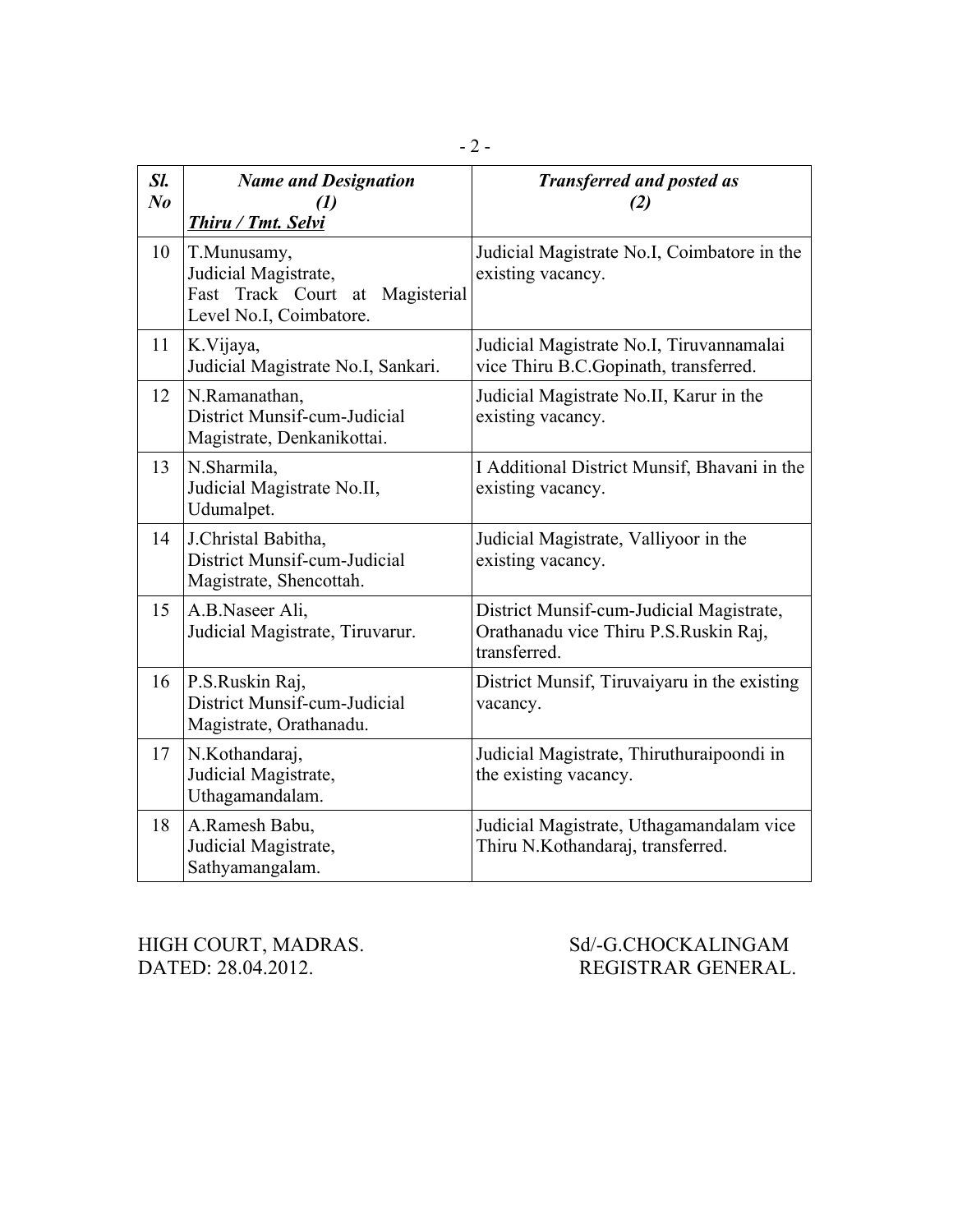| *Sl. No* | *Name and Designation (1)* ***Thiru / Tmt. Selvi*** | *Transferred and posted as (2)* |
|---|---|---|
| 10 | T.Munusamy, Judicial Magistrate, Fast Track Court at Magisterial Level No.I, Coimbatore. | Judicial Magistrate No.I, Coimbatore in the existing vacancy. |
| 11 | K.Vijaya, Judicial Magistrate No.I, Sankari. | Judicial Magistrate No.I, Tiruvannamalai vice Thiru B.C.Gopinath, transferred. |
| 12 | N.Ramanathan, District Munsif-cum-Judicial Magistrate, Denkanikottai. | Judicial Magistrate No.II, Karur in the existing vacancy. |
| 13 | N.Sharmila, Judicial Magistrate No.II, Udumalpet. | I Additional District Munsif, Bhavani in the existing vacancy. |
| 14 | J.Christal Babitha, District Munsif-cum-Judicial Magistrate, Shencottah. | Judicial Magistrate, Valliyoor in the existing vacancy. |
| 15 | A.B.Naseer Ali, Judicial Magistrate, Tiruvarur. | District Munsif-cum-Judicial Magistrate, Orathanadu vice Thiru P.S.Ruskin Raj, transferred. |
| 16 | P.S.Ruskin Raj, District Munsif-cum-Judicial Magistrate, Orathanadu. | District Munsif, Tiruvaiyaru in the existing vacancy. |
| 17 | N.Kothandaraj, Judicial Magistrate, Uthagamandalam. | Judicial Magistrate, Thiruthuraipoondi in the existing vacancy. |
| 18 | A.Ramesh Babu, Judicial Magistrate, Sathyamangalam. | Judicial Magistrate, Uthagamandalam vice Thiru N.Kothandaraj, transferred. |

HIGH COURT, MADRAS.
DATED: 28.04.2012.

Sd/-G.CHOCKALINGAM
REGISTRAR GENERAL.